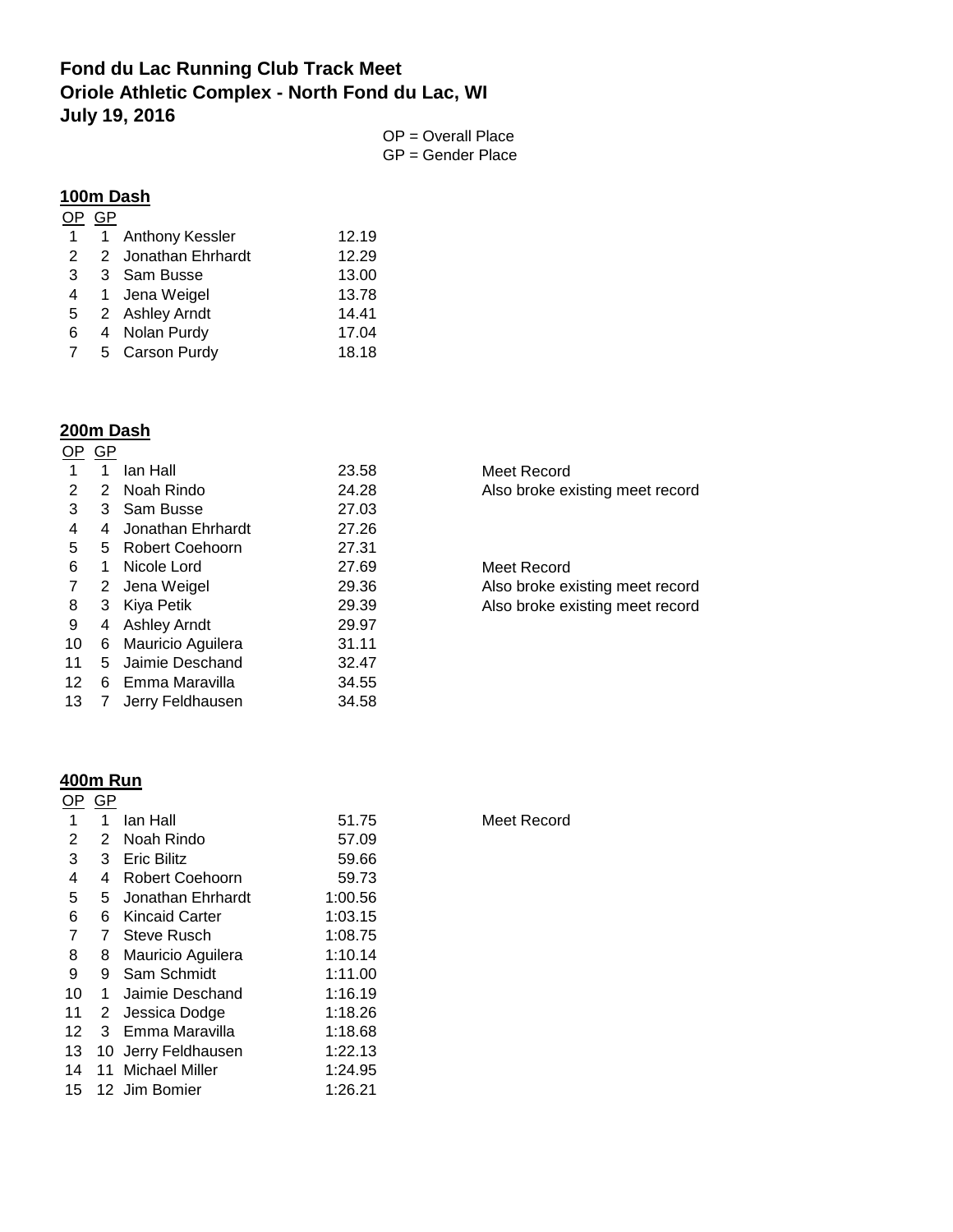**Fond du Lac Running Club Track Meet**
**Oriole Athletic Complex - North Fond du Lac, WI**
**July 19, 2016**

OP = Overall Place
GP = Gender Place

## 100m Dash

| OP | GP | Name | Time |
|---|---|---|---|
| 1 | 1 | Anthony Kessler | 12.19 |
| 2 | 2 | Jonathan Ehrhardt | 12.29 |
| 3 | 3 | Sam Busse | 13.00 |
| 4 | 1 | Jena Weigel | 13.78 |
| 5 | 2 | Ashley Arndt | 14.41 |
| 6 | 4 | Nolan Purdy | 17.04 |
| 7 | 5 | Carson Purdy | 18.18 |

## 200m Dash

| OP | GP | Name | Time | Notes |
|---|---|---|---|---|
| 1 | 1 | Ian Hall | 23.58 | Meet Record |
| 2 | 2 | Noah Rindo | 24.28 | Also broke existing meet record |
| 3 | 3 | Sam Busse | 27.03 | |
| 4 | 4 | Jonathan Ehrhardt | 27.26 | |
| 5 | 5 | Robert Coehoorn | 27.31 | |
| 6 | 1 | Nicole Lord | 27.69 | Meet Record |
| 7 | 2 | Jena Weigel | 29.36 | Also broke existing meet record |
| 8 | 3 | Kiya Petik | 29.39 | Also broke existing meet record |
| 9 | 4 | Ashley Arndt | 29.97 | |
| 10 | 6 | Mauricio Aguilera | 31.11 | |
| 11 | 5 | Jaimie Deschand | 32.47 | |
| 12 | 6 | Emma Maravilla | 34.55 | |
| 13 | 7 | Jerry Feldhausen | 34.58 | |

## 400m Run

| OP | GP | Name | Time | Notes |
|---|---|---|---|---|
| 1 | 1 | Ian Hall | 51.75 | Meet Record |
| 2 | 2 | Noah Rindo | 57.09 | |
| 3 | 3 | Eric Bilitz | 59.66 | |
| 4 | 4 | Robert Coehoorn | 59.73 | |
| 5 | 5 | Jonathan Ehrhardt | 1:00.56 | |
| 6 | 6 | Kincaid Carter | 1:03.15 | |
| 7 | 7 | Steve Rusch | 1:08.75 | |
| 8 | 8 | Mauricio Aguilera | 1:10.14 | |
| 9 | 9 | Sam Schmidt | 1:11.00 | |
| 10 | 1 | Jaimie Deschand | 1:16.19 | |
| 11 | 2 | Jessica Dodge | 1:18.26 | |
| 12 | 3 | Emma Maravilla | 1:18.68 | |
| 13 | 10 | Jerry Feldhausen | 1:22.13 | |
| 14 | 11 | Michael Miller | 1:24.95 | |
| 15 | 12 | Jim Bomier | 1:26.21 | |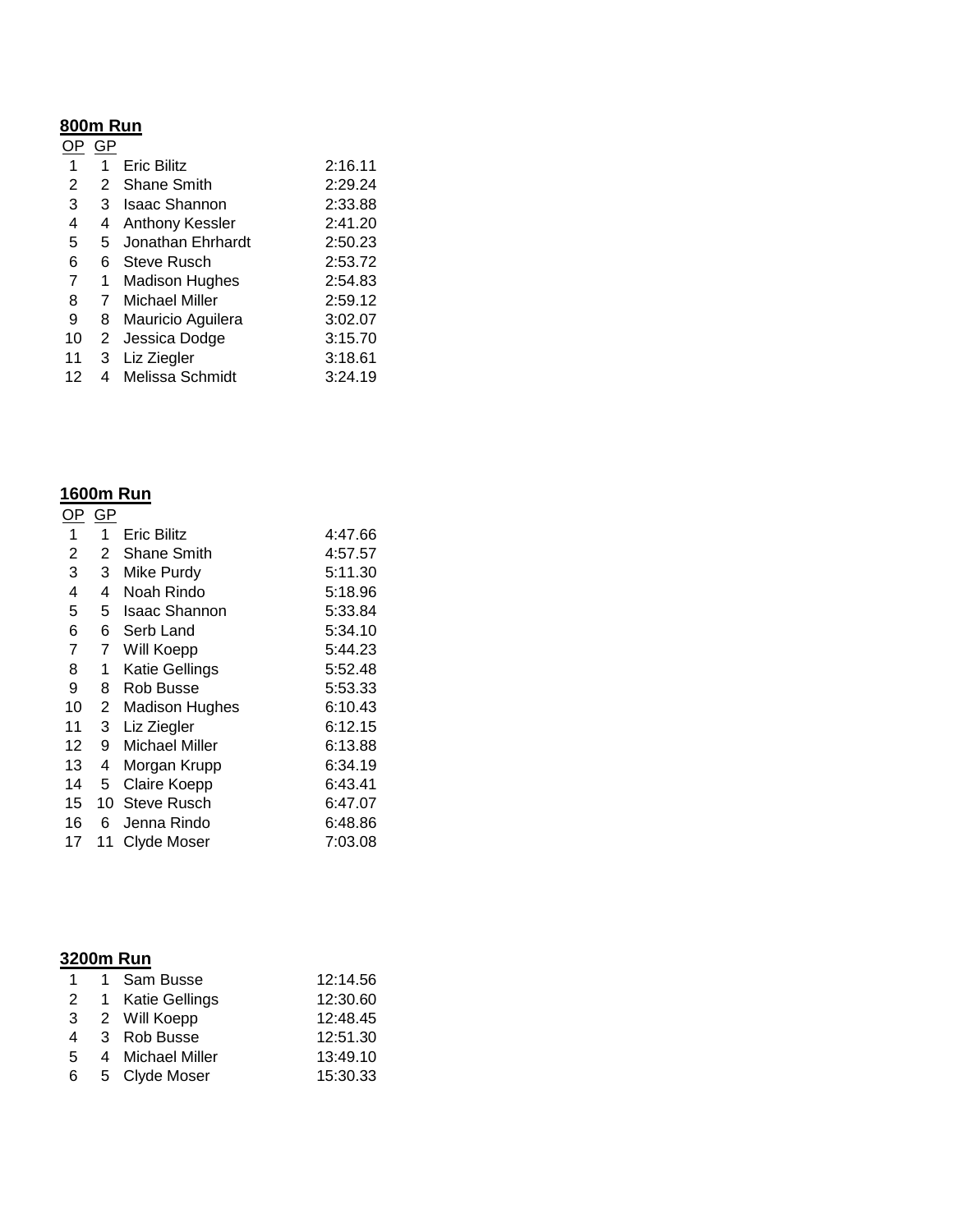**800m Run**

| OP | GP | | |
|---|---|---|---|
| 1 | 1 | Eric Bilitz | 2:16.11 |
| 2 | 2 | Shane Smith | 2:29.24 |
| 3 | 3 | Isaac Shannon | 2:33.88 |
| 4 | 4 | Anthony Kessler | 2:41.20 |
| 5 | 5 | Jonathan Ehrhardt | 2:50.23 |
| 6 | 6 | Steve Rusch | 2:53.72 |
| 7 | 1 | Madison Hughes | 2:54.83 |
| 8 | 7 | Michael Miller | 2:59.12 |
| 9 | 8 | Mauricio Aguilera | 3:02.07 |
| 10 | 2 | Jessica Dodge | 3:15.70 |
| 11 | 3 | Liz Ziegler | 3:18.61 |
| 12 | 4 | Melissa Schmidt | 3:24.19 |

**1600m Run**

| OP | GP | | |
|---|---|---|---|
| 1 | 1 | Eric Bilitz | 4:47.66 |
| 2 | 2 | Shane Smith | 4:57.57 |
| 3 | 3 | Mike Purdy | 5:11.30 |
| 4 | 4 | Noah Rindo | 5:18.96 |
| 5 | 5 | Isaac Shannon | 5:33.84 |
| 6 | 6 | Serb Land | 5:34.10 |
| 7 | 7 | Will Koepp | 5:44.23 |
| 8 | 1 | Katie Gellings | 5:52.48 |
| 9 | 8 | Rob Busse | 5:53.33 |
| 10 | 2 | Madison Hughes | 6:10.43 |
| 11 | 3 | Liz Ziegler | 6:12.15 |
| 12 | 9 | Michael Miller | 6:13.88 |
| 13 | 4 | Morgan Krupp | 6:34.19 |
| 14 | 5 | Claire Koepp | 6:43.41 |
| 15 | 10 | Steve Rusch | 6:47.07 |
| 16 | 6 | Jenna Rindo | 6:48.86 |
| 17 | 11 | Clyde Moser | 7:03.08 |

**3200m Run**

| | | | |
|---|---|---|---|
| 1 | 1 | Sam Busse | 12:14.56 |
| 2 | 1 | Katie Gellings | 12:30.60 |
| 3 | 2 | Will Koepp | 12:48.45 |
| 4 | 3 | Rob Busse | 12:51.30 |
| 5 | 4 | Michael Miller | 13:49.10 |
| 6 | 5 | Clyde Moser | 15:30.33 |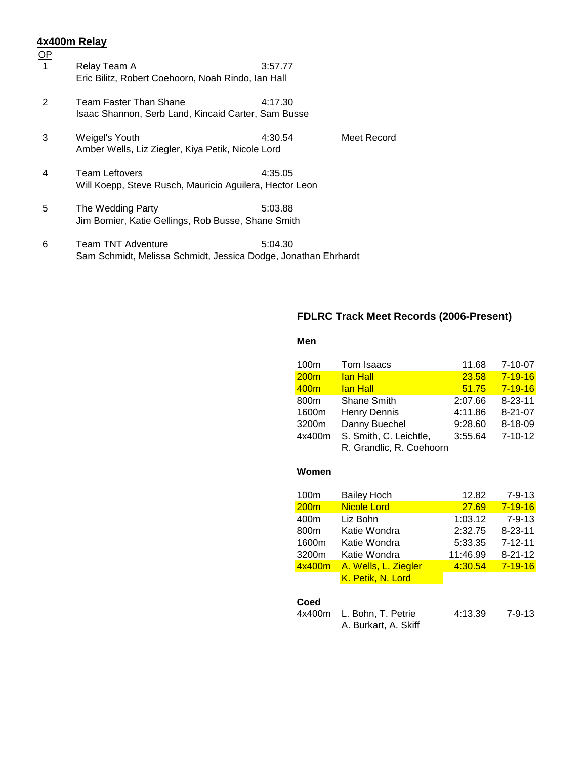## 4x400m Relay

| OP | Team | Time | |
|---|---|---|---|
| 1 | Relay Team A<br>Eric Bilitz, Robert Coehoorn, Noah Rindo, Ian Hall | 3:57.77 | |
| 2 | Team Faster Than Shane<br>Isaac Shannon, Serb Land, Kincaid Carter, Sam Busse | 4:17.30 | |
| 3 | Weigel's Youth<br>Amber Wells, Liz Ziegler, Kiya Petik, Nicole Lord | 4:30.54 | Meet Record |
| 4 | Team Leftovers<br>Will Koepp, Steve Rusch, Mauricio Aguilera, Hector Leon | 4:35.05 | |
| 5 | The Wedding Party<br>Jim Bomier, Katie Gellings, Rob Busse, Shane Smith | 5:03.88 | |
| 6 | Team TNT Adventure<br>Sam Schmidt, Melissa Schmidt, Jessica Dodge, Jonathan Ehrhardt | 5:04.30 | |

### FDLRC Track Meet Records (2006-Present)

**Men**

| | | | |
|---|---|---|---|
| 100m | Tom Isaacs | 11.68 | 7-10-07 |
| 200m | Ian Hall | 23.58 | 7-19-16 |
| 400m | Ian Hall | 51.75 | 7-19-16 |
| 800m | Shane Smith | 2:07.66 | 8-23-11 |
| 1600m | Henry Dennis | 4:11.86 | 8-21-07 |
| 3200m | Danny Buechel | 9:28.60 | 8-18-09 |
| 4x400m | S. Smith, C. Leichtle,<br>R. Grandlic, R. Coehoorn | 3:55.64 | 7-10-12 |

**Women**

| | | | |
|---|---|---|---|
| 100m | Bailey Hoch | 12.82 | 7-9-13 |
| 200m | Nicole Lord | 27.69 | 7-19-16 |
| 400m | Liz Bohn | 1:03.12 | 7-9-13 |
| 800m | Katie Wondra | 2:32.75 | 8-23-11 |
| 1600m | Katie Wondra | 5:33.35 | 7-12-11 |
| 3200m | Katie Wondra | 11:46.99 | 8-21-12 |
| 4x400m | A. Wells, L. Ziegler<br>K. Petik, N. Lord | 4:30.54 | 7-19-16 |

**Coed**

| | | | |
|---|---|---|---|
| 4x400m | L. Bohn, T. Petrie<br>A. Burkart, A. Skiff | 4:13.39 | 7-9-13 |